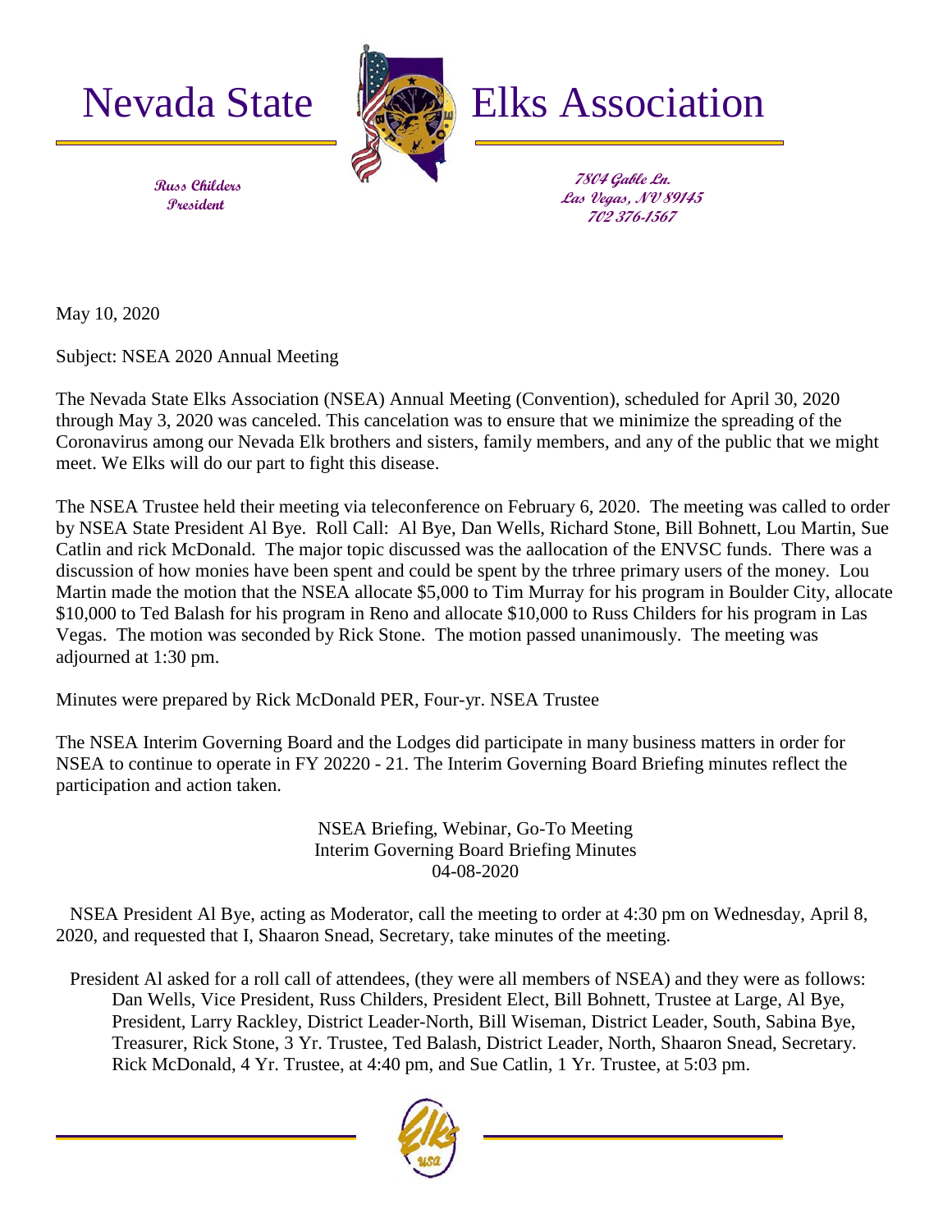# Nevada State Elks Association

**Russ Childers**
**President**

**7804 Gable Ln.**
**Las Vegas, NV 89145**
**702 376-1567**

May 10, 2020

Subject: NSEA 2020 Annual Meeting

The Nevada State Elks Association (NSEA) Annual Meeting (Convention), scheduled for April 30, 2020 through May 3, 2020 was canceled. This cancelation was to ensure that we minimize the spreading of the Coronavirus among our Nevada Elk brothers and sisters, family members, and any of the public that we might meet. We Elks will do our part to fight this disease.

The NSEA Trustee held their meeting via teleconference on February 6, 2020. The meeting was called to order by NSEA State President Al Bye. Roll Call: Al Bye, Dan Wells, Richard Stone, Bill Bohnett, Lou Martin, Sue Catlin and rick McDonald. The major topic discussed was the aallocation of the ENVSC funds. There was a discussion of how monies have been spent and could be spent by the trhree primary users of the money. Lou Martin made the motion that the NSEA allocate $5,000 to Tim Murray for his program in Boulder City, allocate $10,000 to Ted Balash for his program in Reno and allocate $10,000 to Russ Childers for his program in Las Vegas. The motion was seconded by Rick Stone. The motion passed unanimously. The meeting was adjourned at 1:30 pm.

Minutes were prepared by Rick McDonald PER, Four-yr. NSEA Trustee

The NSEA Interim Governing Board and the Lodges did participate in many business matters in order for NSEA to continue to operate in FY 20220 - 21. The Interim Governing Board Briefing minutes reflect the participation and action taken.

NSEA Briefing, Webinar, Go-To Meeting
Interim Governing Board Briefing Minutes
04-08-2020

NSEA President Al Bye, acting as Moderator, call the meeting to order at 4:30 pm on Wednesday, April 8, 2020, and requested that I, Shaaron Snead, Secretary, take minutes of the meeting.

President Al asked for a roll call of attendees, (they were all members of NSEA) and they were as follows: Dan Wells, Vice President, Russ Childers, President Elect, Bill Bohnett, Trustee at Large, Al Bye, President, Larry Rackley, District Leader-North, Bill Wiseman, District Leader, South, Sabina Bye, Treasurer, Rick Stone, 3 Yr. Trustee, Ted Balash, District Leader, North, Shaaron Snead, Secretary. Rick McDonald, 4 Yr. Trustee, at 4:40 pm, and Sue Catlin, 1 Yr. Trustee, at 5:03 pm.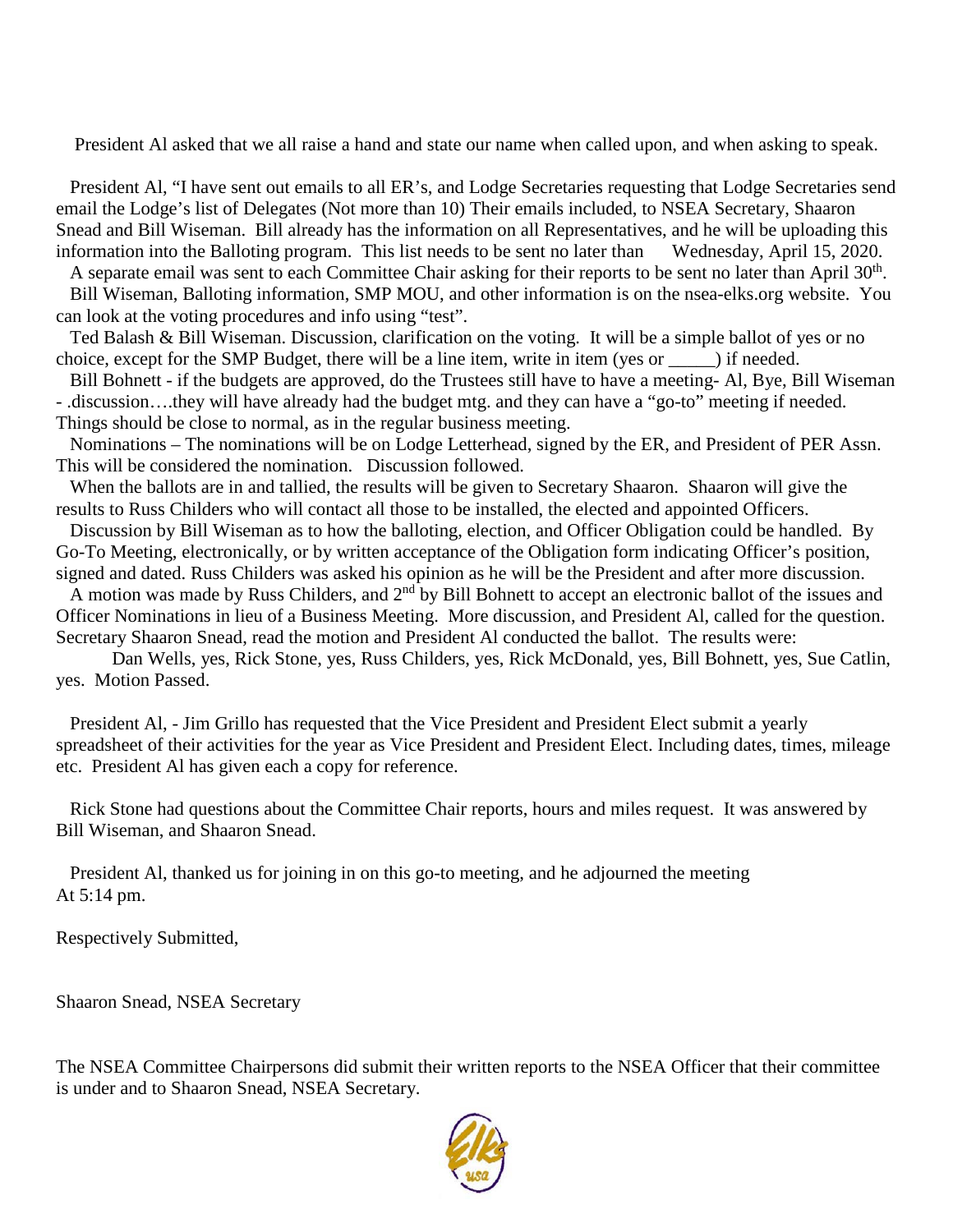President Al asked that we all raise a hand and state our name when called upon, and when asking to speak.

President Al, "I have sent out emails to all ER's, and Lodge Secretaries requesting that Lodge Secretaries send email the Lodge's list of Delegates (Not more than 10) Their emails included, to NSEA Secretary, Shaaron Snead and Bill Wiseman. Bill already has the information on all Representatives, and he will be uploading this information into the Balloting program. This list needs to be sent no later than Wednesday, April 15, 2020.

A separate email was sent to each Committee Chair asking for their reports to be sent no later than April 30th.

Bill Wiseman, Balloting information, SMP MOU, and other information is on the nsea-elks.org website. You can look at the voting procedures and info using "test".

Ted Balash & Bill Wiseman. Discussion, clarification on the voting. It will be a simple ballot of yes or no choice, except for the SMP Budget, there will be a line item, write in item (yes or _____) if needed.

Bill Bohnett - if the budgets are approved, do the Trustees still have to have a meeting- Al, Bye, Bill Wiseman - .discussion….they will have already had the budget mtg. and they can have a "go-to" meeting if needed. Things should be close to normal, as in the regular business meeting.

Nominations – The nominations will be on Lodge Letterhead, signed by the ER, and President of PER Assn. This will be considered the nomination. Discussion followed.

When the ballots are in and tallied, the results will be given to Secretary Shaaron. Shaaron will give the results to Russ Childers who will contact all those to be installed, the elected and appointed Officers.

Discussion by Bill Wiseman as to how the balloting, election, and Officer Obligation could be handled. By Go-To Meeting, electronically, or by written acceptance of the Obligation form indicating Officer's position, signed and dated. Russ Childers was asked his opinion as he will be the President and after more discussion.

A motion was made by Russ Childers, and 2nd by Bill Bohnett to accept an electronic ballot of the issues and Officer Nominations in lieu of a Business Meeting. More discussion, and President Al, called for the question. Secretary Shaaron Snead, read the motion and President Al conducted the ballot. The results were:

Dan Wells, yes, Rick Stone, yes, Russ Childers, yes, Rick McDonald, yes, Bill Bohnett, yes, Sue Catlin, yes. Motion Passed.

President Al, - Jim Grillo has requested that the Vice President and President Elect submit a yearly spreadsheet of their activities for the year as Vice President and President Elect. Including dates, times, mileage etc. President Al has given each a copy for reference.

Rick Stone had questions about the Committee Chair reports, hours and miles request. It was answered by Bill Wiseman, and Shaaron Snead.

President Al, thanked us for joining in on this go-to meeting, and he adjourned the meeting At 5:14 pm.

Respectively Submitted,

Shaaron Snead, NSEA Secretary

The NSEA Committee Chairpersons did submit their written reports to the NSEA Officer that their committee is under and to Shaaron Snead, NSEA Secretary.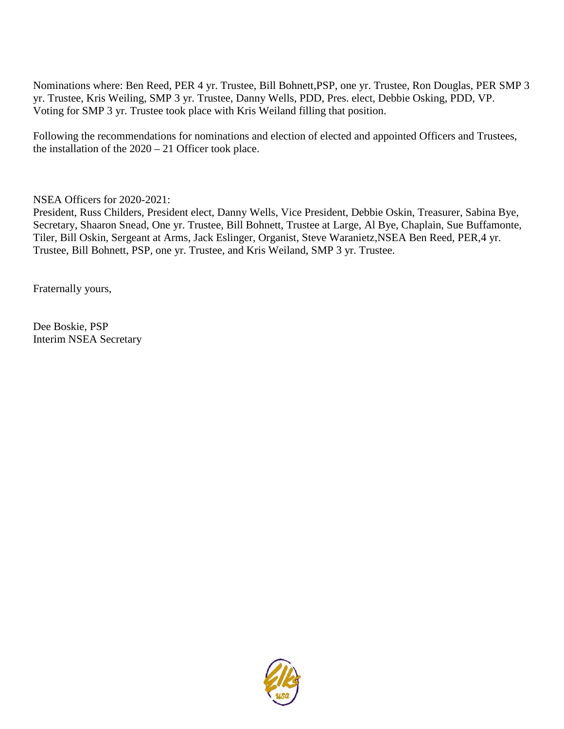Nominations where: Ben Reed, PER 4 yr. Trustee, Bill Bohnett,PSP, one yr. Trustee, Ron Douglas, PER SMP 3 yr. Trustee, Kris Weiling, SMP 3 yr. Trustee, Danny Wells, PDD, Pres. elect, Debbie Osking, PDD, VP. Voting for SMP 3 yr. Trustee took place with Kris Weiland filling that position.

Following the recommendations for nominations and election of elected and appointed Officers and Trustees, the installation of the 2020 – 21 Officer took place.

NSEA Officers for 2020-2021:
President, Russ Childers, President elect, Danny Wells, Vice President, Debbie Oskin, Treasurer, Sabina Bye, Secretary, Shaaron Snead, One yr. Trustee, Bill Bohnett, Trustee at Large, Al Bye, Chaplain, Sue Buffamonte, Tiler, Bill Oskin, Sergeant at Arms, Jack Eslinger, Organist, Steve Waranietz,NSEA Ben Reed, PER,4 yr. Trustee, Bill Bohnett, PSP, one yr. Trustee, and Kris Weiland, SMP 3 yr. Trustee.

Fraternally yours,

Dee Boskie, PSP
Interim NSEA Secretary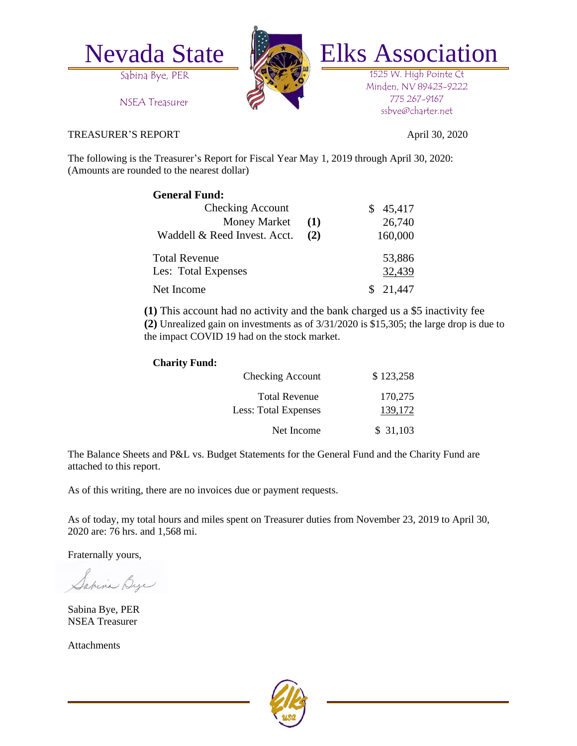# Nevada State Elks Association

Sabina Bye, PER

NSEA Treasurer

1525 W. High Pointe Ct
Minden, NV 89423-9222
775 267-9167
ssbye@charter.net

TREASURER'S REPORT

April 30, 2020

The following is the Treasurer's Report for Fiscal Year May 1, 2019 through April 30, 2020:
(Amounts are rounded to the nearest dollar)

**General Fund:**

| | | |
|---|---|---|
| Checking Account | | $ 45,417 |
| Money Market | **(1)** | 26,740 |
| Waddell & Reed Invest. Acct. | **(2)** | 160,000 |
| Total Revenue | | 53,886 |
| Les: Total Expenses | | 32,439 |
| Net Income | | $ 21,447 |

**(1)** This account had no activity and the bank charged us a $5 inactivity fee
**(2)** Unrealized gain on investments as of 3/31/2020 is $15,305; the large drop is due to the impact COVID 19 had on the stock market.

**Charity Fund:**

| | |
|---|---|
| Checking Account | $ 123,258 |
| Total Revenue | 170,275 |
| Less: Total Expenses | 139,172 |
| Net Income | $ 31,103 |

The Balance Sheets and P&L vs. Budget Statements for the General Fund and the Charity Fund are attached to this report.

As of this writing, there are no invoices due or payment requests.

As of today, my total hours and miles spent on Treasurer duties from November 23, 2019 to April 30, 2020 are: 76 hrs. and 1,568 mi.

Fraternally yours,

Sabina Bye

Sabina Bye, PER
NSEA Treasurer

Attachments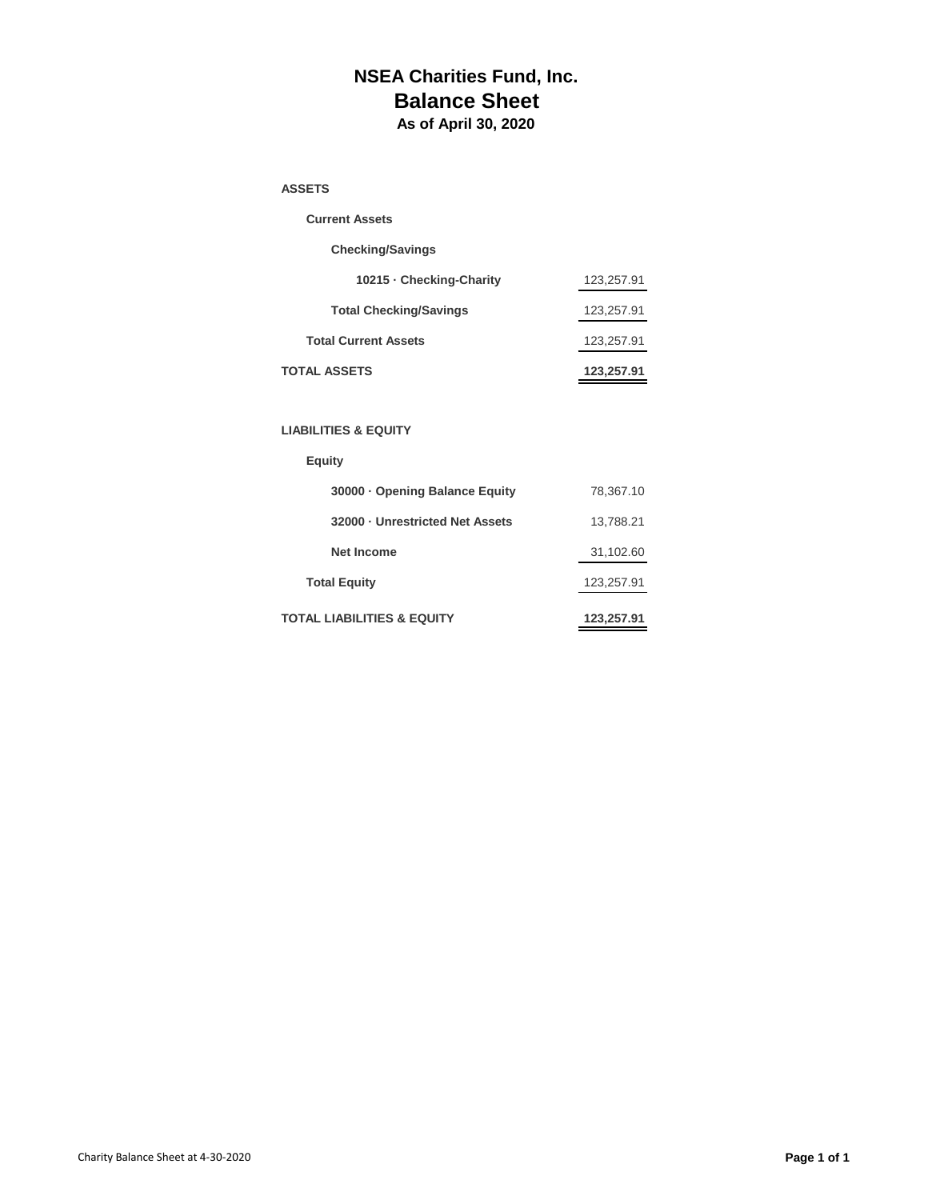# NSEA Charities Fund, Inc.
## Balance Sheet
### As of April 30, 2020

| | |
|---|---|
| **ASSETS** | |
| **Current Assets** | |
| **Checking/Savings** | |
| **10215 · Checking-Charity** | 123,257.91 |
| **Total Checking/Savings** | 123,257.91 |
| **Total Current Assets** | 123,257.91 |
| **TOTAL ASSETS** | **123,257.91** |
| | |
| **LIABILITIES & EQUITY** | |
| **Equity** | |
| **30000 · Opening Balance Equity** | 78,367.10 |
| **32000 · Unrestricted Net Assets** | 13,788.21 |
| **Net Income** | 31,102.60 |
| **Total Equity** | 123,257.91 |
| **TOTAL LIABILITIES & EQUITY** | **123,257.91** |

Charity Balance Sheet at 4-30-2020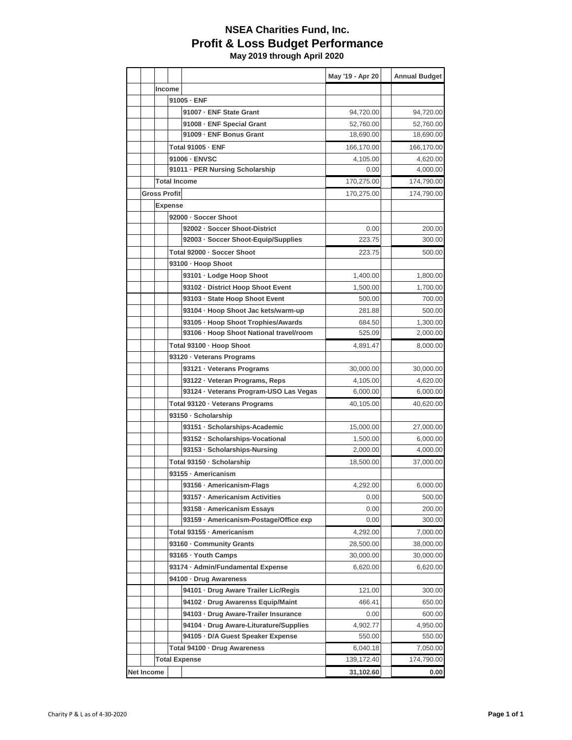# NSEA Charities Fund, Inc.
## Profit & Loss Budget Performance
### May 2019 through April 2020

| | May '19 - Apr 20 | Annual Budget |
|---|---|---|
| **Income** | | |
| 91005 · ENF | | |
| 91007 · ENF State Grant | 94,720.00 | 94,720.00 |
| 91008 · ENF Special Grant | 52,760.00 | 52,760.00 |
| 91009 · ENF Bonus Grant | 18,690.00 | 18,690.00 |
| Total 91005 · ENF | 166,170.00 | 166,170.00 |
| 91006 · ENVSC | 4,105.00 | 4,620.00 |
| 91011 · PER Nursing Scholarship | 0.00 | 4,000.00 |
| **Total Income** | 170,275.00 | 174,790.00 |
| **Gross Profit** | 170,275.00 | 174,790.00 |
| **Expense** | | |
| 92000 · Soccer Shoot | | |
| 92002 · Soccer Shoot-District | 0.00 | 200.00 |
| 92003 · Soccer Shoot-Equip/Supplies | 223.75 | 300.00 |
| Total 92000 · Soccer Shoot | 223.75 | 500.00 |
| 93100 · Hoop Shoot | | |
| 93101 · Lodge Hoop Shoot | 1,400.00 | 1,800.00 |
| 93102 · District Hoop Shoot Event | 1,500.00 | 1,700.00 |
| 93103 · State Hoop Shoot Event | 500.00 | 700.00 |
| 93104 · Hoop Shoot Jac kets/warm-up | 281.88 | 500.00 |
| 93105 · Hoop Shoot Trophies/Awards | 684.50 | 1,300.00 |
| 93106 · Hoop Shoot National travel/room | 525.09 | 2,000.00 |
| Total 93100 · Hoop Shoot | 4,891.47 | 8,000.00 |
| 93120 · Veterans Programs | | |
| 93121 · Veterans Programs | 30,000.00 | 30,000.00 |
| 93122 · Veteran Programs, Reps | 4,105.00 | 4,620.00 |
| 93124 · Veterans Program-USO Las Vegas | 6,000.00 | 6,000.00 |
| Total 93120 · Veterans Programs | 40,105.00 | 40,620.00 |
| 93150 · Scholarship | | |
| 93151 · Scholarships-Academic | 15,000.00 | 27,000.00 |
| 93152 · Scholarships-Vocational | 1,500.00 | 6,000.00 |
| 93153 · Scholarships-Nursing | 2,000.00 | 4,000.00 |
| Total 93150 · Scholarship | 18,500.00 | 37,000.00 |
| 93155 · Americanism | | |
| 93156 · Americanism-Flags | 4,292.00 | 6,000.00 |
| 93157 · Americanism Activities | 0.00 | 500.00 |
| 93158 · Americanism Essays | 0.00 | 200.00 |
| 93159 · Americanism-Postage/Office exp | 0.00 | 300.00 |
| Total 93155 · Americanism | 4,292.00 | 7,000.00 |
| 93160 · Community Grants | 28,500.00 | 38,000.00 |
| 93165 · Youth Camps | 30,000.00 | 30,000.00 |
| 93174 · Admin/Fundamental Expense | 6,620.00 | 6,620.00 |
| 94100 · Drug Awareness | | |
| 94101 · Drug Aware Trailer Lic/Regis | 121.00 | 300.00 |
| 94102 · Drug Awarenss Equip/Maint | 466.41 | 650.00 |
| 94103 · Drug Aware-Trailer Insurance | 0.00 | 600.00 |
| 94104 · Drug Aware-Liturature/Supplies | 4,902.77 | 4,950.00 |
| 94105 · D/A Guest Speaker Expense | 550.00 | 550.00 |
| Total 94100 · Drug Awareness | 6,040.18 | 7,050.00 |
| **Total Expense** | 139,172.40 | 174,790.00 |
| **Net Income** | **31,102.60** | **0.00** |

Charity P & L as of 4-30-2020